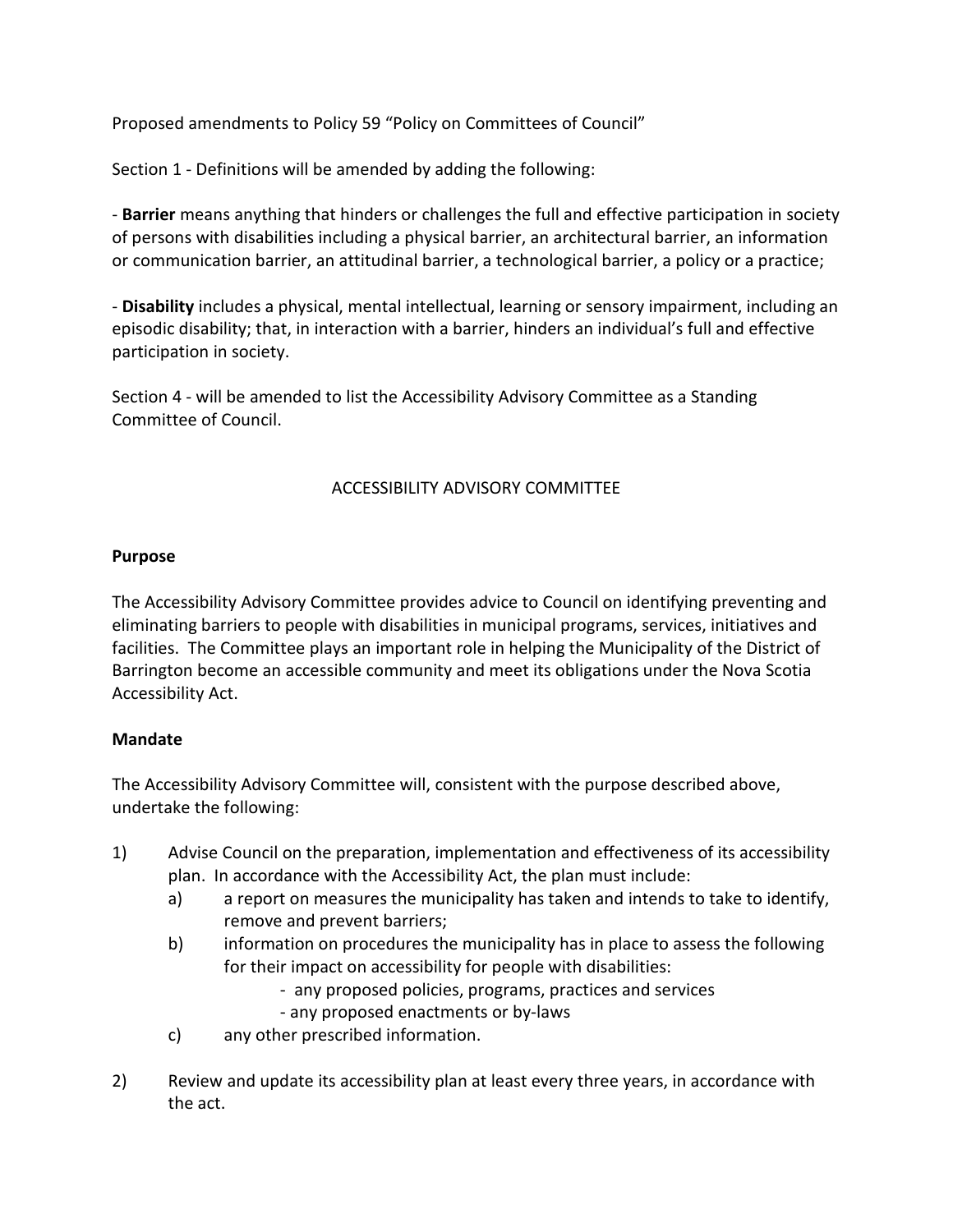Proposed amendments to Policy 59 "Policy on Committees of Council"

Section 1 - Definitions will be amended by adding the following:

- **Barrier** means anything that hinders or challenges the full and effective participation in society of persons with disabilities including a physical barrier, an architectural barrier, an information or communication barrier, an attitudinal barrier, a technological barrier, a policy or a practice;

- **Disability** includes a physical, mental intellectual, learning or sensory impairment, including an episodic disability; that, in interaction with a barrier, hinders an individual's full and effective participation in society.

Section 4 - will be amended to list the Accessibility Advisory Committee as a Standing Committee of Council.

## ACCESSIBILITY ADVISORY COMMITTEE

### Purpose

The Accessibility Advisory Committee provides advice to Council on identifying preventing and eliminating barriers to people with disabilities in municipal programs, services, initiatives and facilities. The Committee plays an important role in helping the Municipality of the District of Barrington become an accessible community and meet its obligations under the Nova Scotia Accessibility Act.

### Mandate

The Accessibility Advisory Committee will, consistent with the purpose described above, undertake the following:

1) Advise Council on the preparation, implementation and effectiveness of its accessibility plan. In accordance with the Accessibility Act, the plan must include:
   a) a report on measures the municipality has taken and intends to take to identify, remove and prevent barriers;
   b) information on procedures the municipality has in place to assess the following for their impact on accessibility for people with disabilities:
      - any proposed policies, programs, practices and services
      - any proposed enactments or by-laws
   c) any other prescribed information.

2) Review and update its accessibility plan at least every three years, in accordance with the act.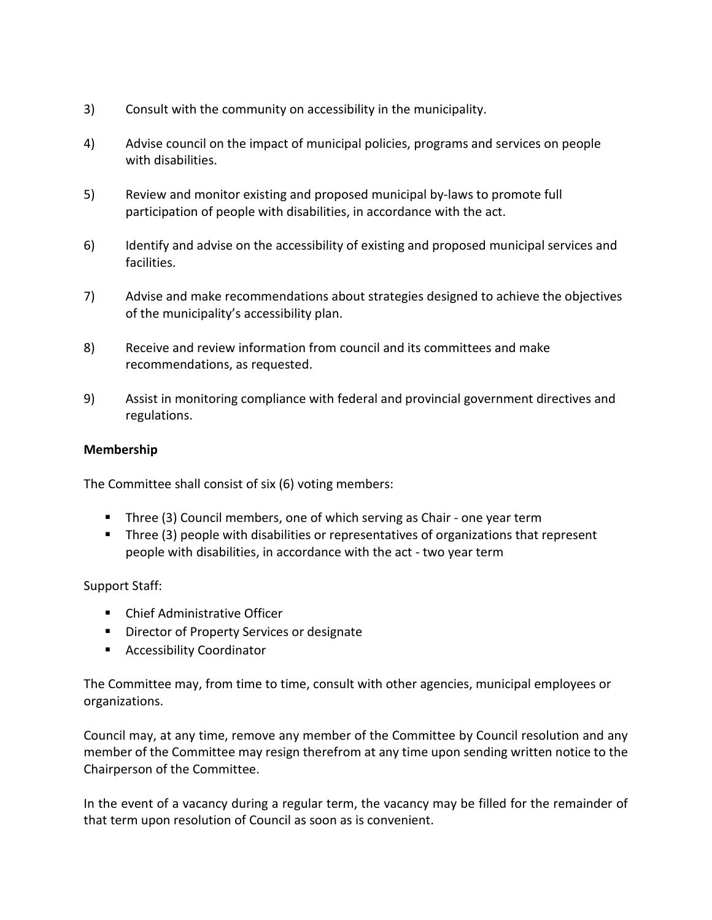3) Consult with the community on accessibility in the municipality.

4) Advise council on the impact of municipal policies, programs and services on people with disabilities.

5) Review and monitor existing and proposed municipal by-laws to promote full participation of people with disabilities, in accordance with the act.

6) Identify and advise on the accessibility of existing and proposed municipal services and facilities.

7) Advise and make recommendations about strategies designed to achieve the objectives of the municipality's accessibility plan.

8) Receive and review information from council and its committees and make recommendations, as requested.

9) Assist in monitoring compliance with federal and provincial government directives and regulations.

**Membership**

The Committee shall consist of six (6) voting members:

- Three (3) Council members, one of which serving as Chair - one year term
- Three (3) people with disabilities or representatives of organizations that represent people with disabilities, in accordance with the act - two year term

Support Staff:

- Chief Administrative Officer
- Director of Property Services or designate
- Accessibility Coordinator

The Committee may, from time to time, consult with other agencies, municipal employees or organizations.

Council may, at any time, remove any member of the Committee by Council resolution and any member of the Committee may resign therefrom at any time upon sending written notice to the Chairperson of the Committee.

In the event of a vacancy during a regular term, the vacancy may be filled for the remainder of that term upon resolution of Council as soon as is convenient.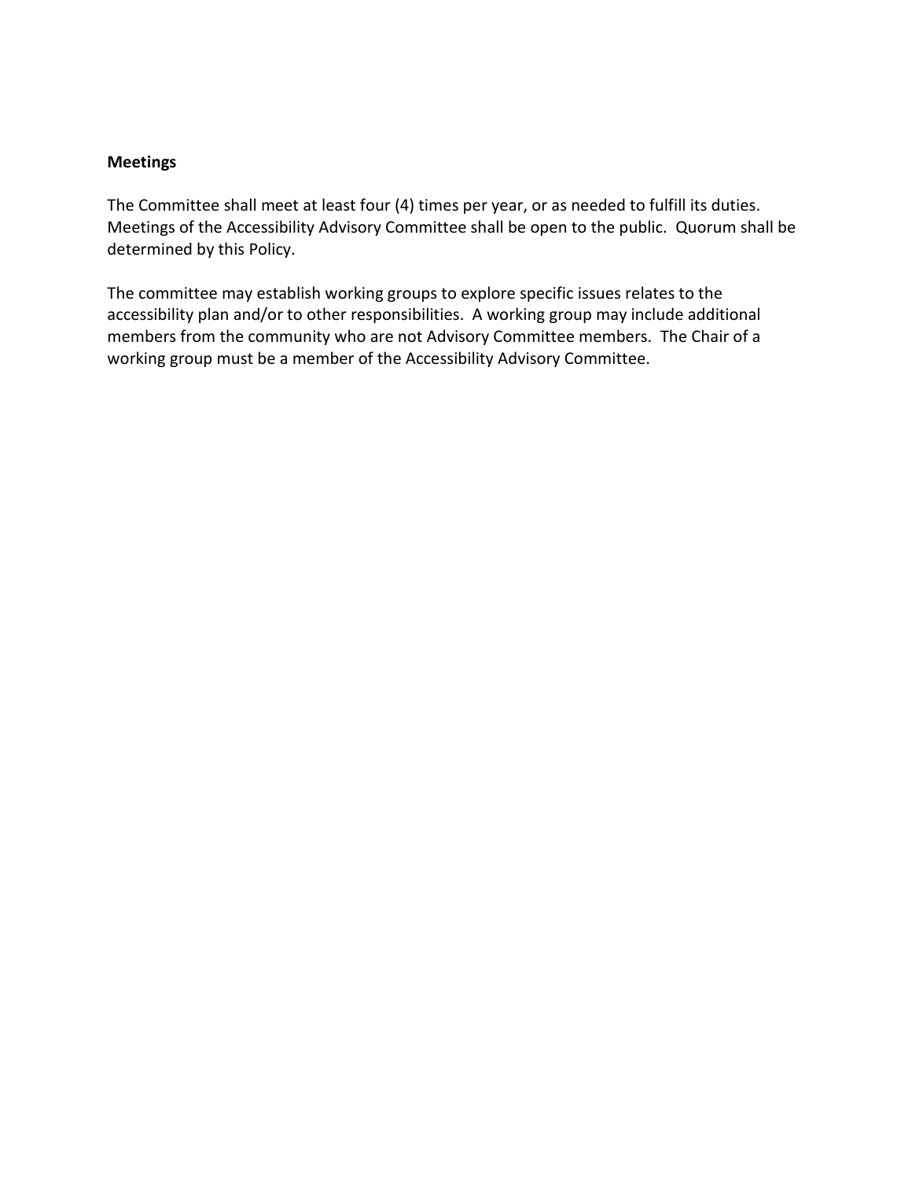**Meetings**

The Committee shall meet at least four (4) times per year, or as needed to fulfill its duties. Meetings of the Accessibility Advisory Committee shall be open to the public. Quorum shall be determined by this Policy.

The committee may establish working groups to explore specific issues relates to the accessibility plan and/or to other responsibilities. A working group may include additional members from the community who are not Advisory Committee members. The Chair of a working group must be a member of the Accessibility Advisory Committee.